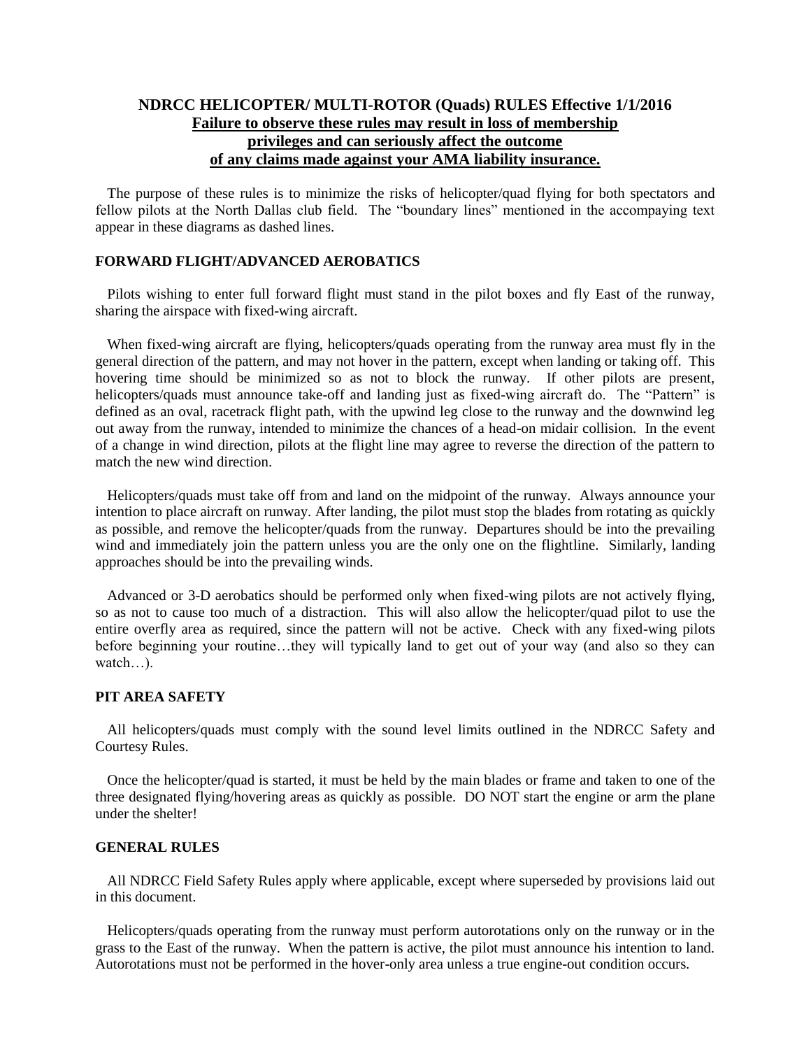## NDRCC HELICOPTER/ MULTI-ROTOR (Quads) RULES Effective 1/1/2016

**Failure to observe these rules may result in loss of membership privileges and can seriously affect the outcome of any claims made against your AMA liability insurance.**

The purpose of these rules is to minimize the risks of helicopter/quad flying for both spectators and fellow pilots at the North Dallas club field. The "boundary lines" mentioned in the accompanying text appear in these diagrams as dashed lines.

### FORWARD FLIGHT/ADVANCED AEROBATICS

Pilots wishing to enter full forward flight must stand in the pilot boxes and fly East of the runway, sharing the airspace with fixed-wing aircraft.

When fixed-wing aircraft are flying, helicopters/quads operating from the runway area must fly in the general direction of the pattern, and may not hover in the pattern, except when landing or taking off. This hovering time should be minimized so as not to block the runway. If other pilots are present, helicopters/quads must announce take-off and landing just as fixed-wing aircraft do. The "Pattern" is defined as an oval, racetrack flight path, with the upwind leg close to the runway and the downwind leg out away from the runway, intended to minimize the chances of a head-on midair collision. In the event of a change in wind direction, pilots at the flight line may agree to reverse the direction of the pattern to match the new wind direction.

Helicopters/quads must take off from and land on the midpoint of the runway. Always announce your intention to place aircraft on runway. After landing, the pilot must stop the blades from rotating as quickly as possible, and remove the helicopter/quads from the runway. Departures should be into the prevailing wind and immediately join the pattern unless you are the only one on the flightline. Similarly, landing approaches should be into the prevailing winds.

Advanced or 3-D aerobatics should be performed only when fixed-wing pilots are not actively flying, so as not to cause too much of a distraction. This will also allow the helicopter/quad pilot to use the entire overfly area as required, since the pattern will not be active. Check with any fixed-wing pilots before beginning your routine…they will typically land to get out of your way (and also so they can watch…).

### PIT AREA SAFETY

All helicopters/quads must comply with the sound level limits outlined in the NDRCC Safety and Courtesy Rules.

Once the helicopter/quad is started, it must be held by the main blades or frame and taken to one of the three designated flying/hovering areas as quickly as possible. DO NOT start the engine or arm the plane under the shelter!

### GENERAL RULES

All NDRCC Field Safety Rules apply where applicable, except where superseded by provisions laid out in this document.

Helicopters/quads operating from the runway must perform autorotations only on the runway or in the grass to the East of the runway. When the pattern is active, the pilot must announce his intention to land. Autorotations must not be performed in the hover-only area unless a true engine-out condition occurs.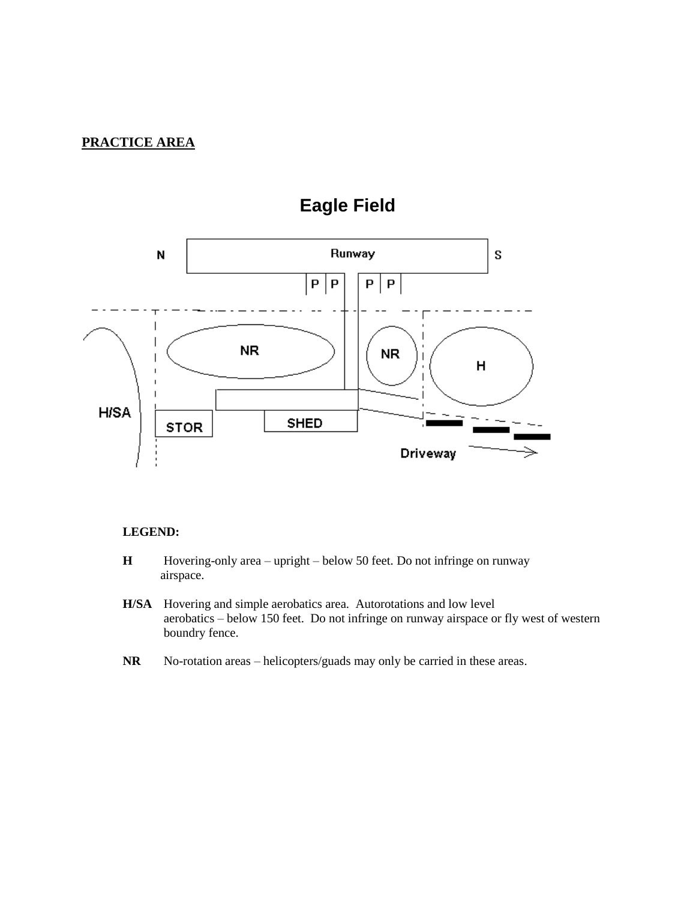**PRACTICE AREA**

Eagle Field

N

Runway

S

P P P P

NR

NR

H

H/SA

STOR

SHED

Driveway

**LEGEND:**

**H** Hovering-only area – upright – below 50 feet. Do not infringe on runway airspace.

**H/SA** Hovering and simple aerobatics area. Autorotations and low level aerobatics – below 150 feet. Do not infringe on runway airspace or fly west of western boundry fence.

**NR** No-rotation areas – helicopters/guads may only be carried in these areas.